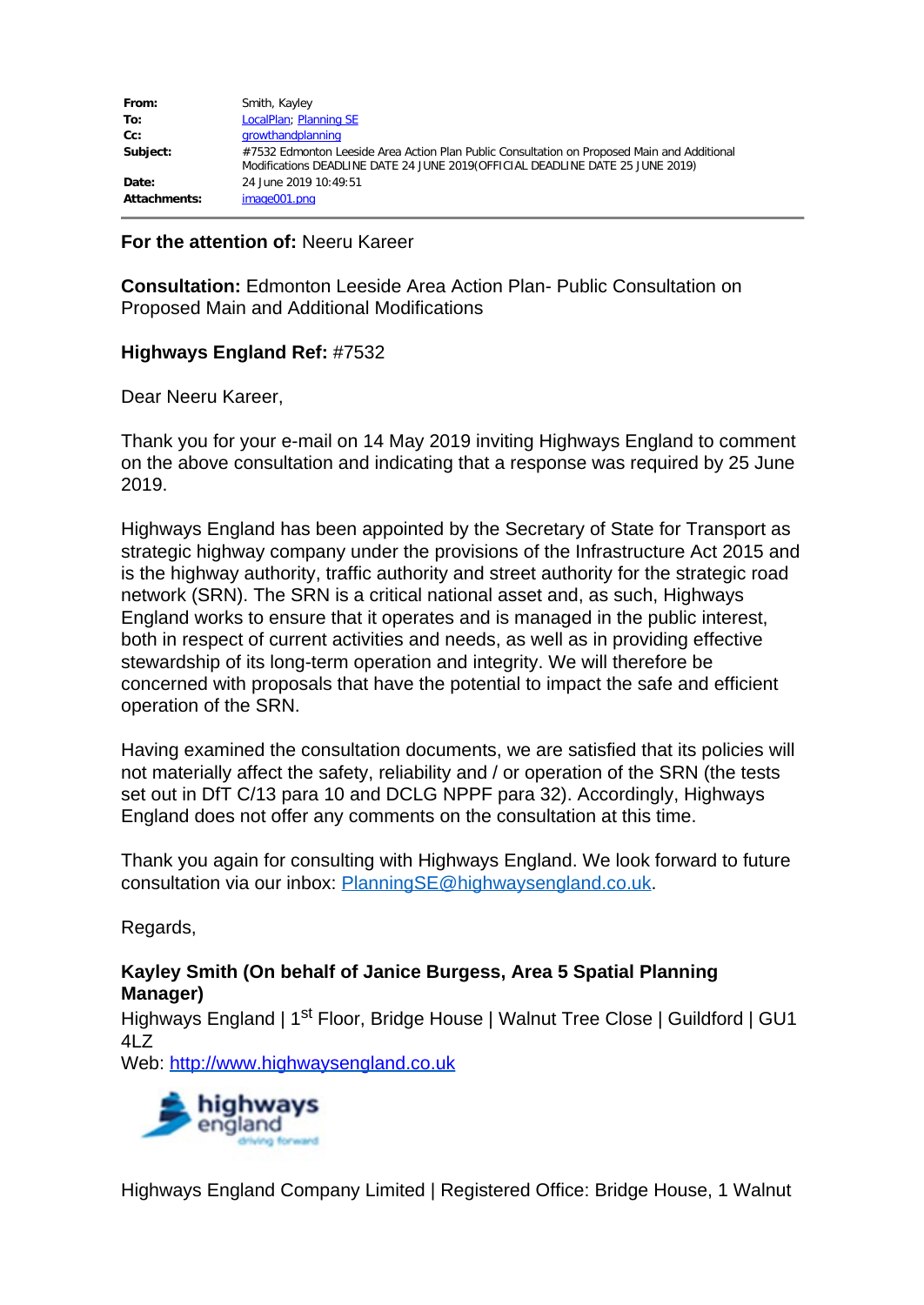| | |
|---|---|
| **From:** | Smith, Kayley |
| **To:** | LocalPlan; Planning SE |
| **Cc:** | growthandplanning |
| **Subject:** | #7532 Edmonton Leeside Area Action Plan Public Consultation on Proposed Main and Additional Modifications DEADLINE DATE 24 JUNE 2019(OFFICIAL DEADLINE DATE 25 JUNE 2019) |
| **Date:** | 24 June 2019 10:49:51 |
| **Attachments:** | image001.png |

**For the attention of:** Neeru Kareer

**Consultation:** Edmonton Leeside Area Action Plan- Public Consultation on Proposed Main and Additional Modifications

**Highways England Ref:** #7532

Dear Neeru Kareer,

Thank you for your e-mail on 14 May 2019 inviting Highways England to comment on the above consultation and indicating that a response was required by 25 June 2019.

Highways England has been appointed by the Secretary of State for Transport as strategic highway company under the provisions of the Infrastructure Act 2015 and is the highway authority, traffic authority and street authority for the strategic road network (SRN). The SRN is a critical national asset and, as such, Highways England works to ensure that it operates and is managed in the public interest, both in respect of current activities and needs, as well as in providing effective stewardship of its long-term operation and integrity. We will therefore be concerned with proposals that have the potential to impact the safe and efficient operation of the SRN.

Having examined the consultation documents, we are satisfied that its policies will not materially affect the safety, reliability and / or operation of the SRN (the tests set out in DfT C/13 para 10 and DCLG NPPF para 32). Accordingly, Highways England does not offer any comments on the consultation at this time.

Thank you again for consulting with Highways England. We look forward to future consultation via our inbox: PlanningSE@highwaysengland.co.uk.

Regards,

**Kayley Smith (On behalf of Janice Burgess, Area 5 Spatial Planning Manager)**
Highways England | 1st Floor, Bridge House | Walnut Tree Close | Guildford | GU1 4LZ
Web: http://www.highwaysengland.co.uk

Highways England Company Limited | Registered Office: Bridge House, 1 Walnut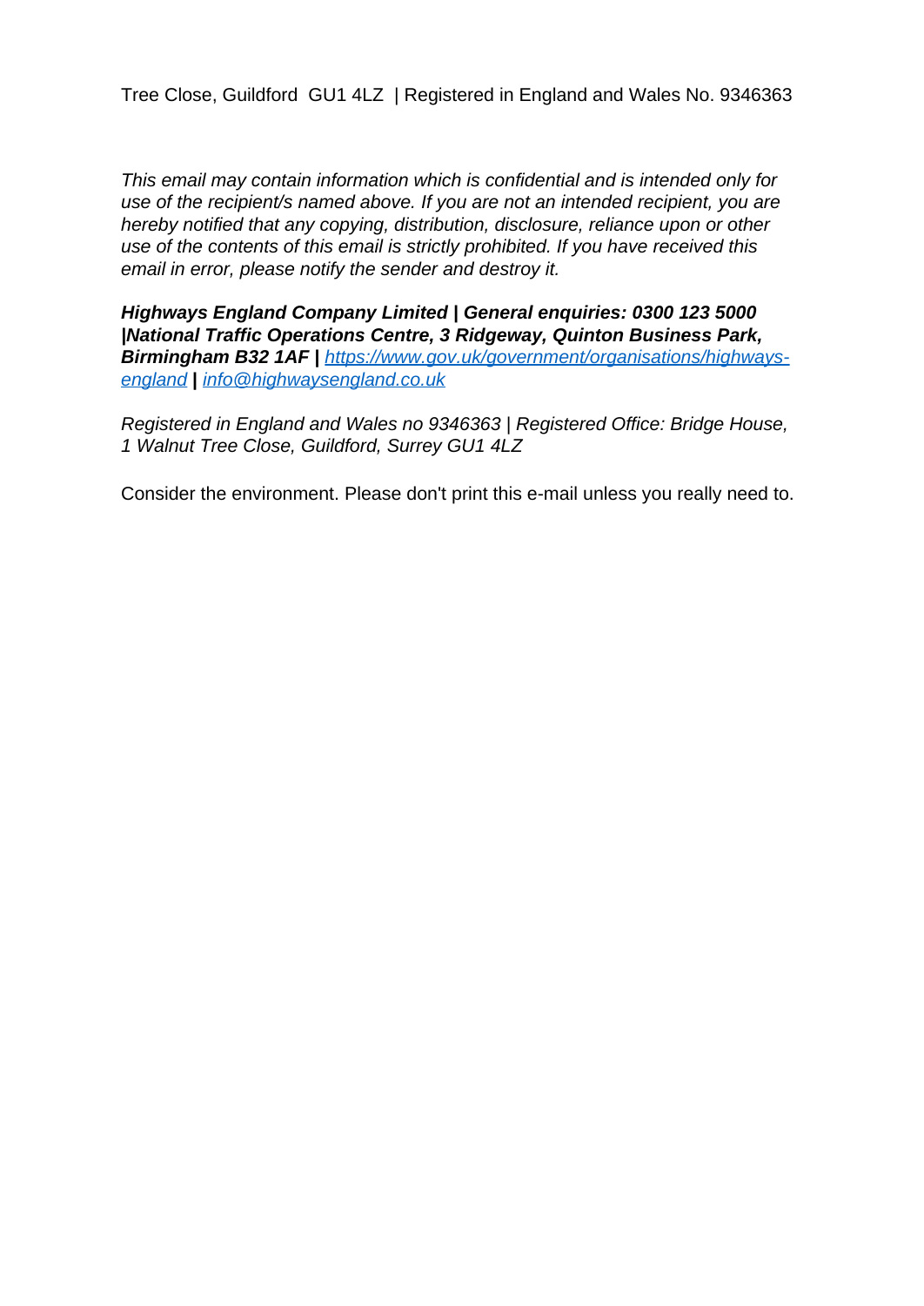Tree Close, Guildford GU1 4LZ | Registered in England and Wales No. 9346363

*This email may contain information which is confidential and is intended only for use of the recipient/s named above. If you are not an intended recipient, you are hereby notified that any copying, distribution, disclosure, reliance upon or other use of the contents of this email is strictly prohibited. If you have received this email in error, please notify the sender and destroy it.*

***Highways England Company Limited | General enquiries: 0300 123 5000 |National Traffic Operations Centre, 3 Ridgeway, Quinton Business Park, Birmingham B32 1AF |*** *https://www.gov.uk/government/organisations/highways-england* **|** *info@highwaysengland.co.uk*

*Registered in England and Wales no 9346363 | Registered Office: Bridge House, 1 Walnut Tree Close, Guildford, Surrey GU1 4LZ*

Consider the environment. Please don't print this e-mail unless you really need to.